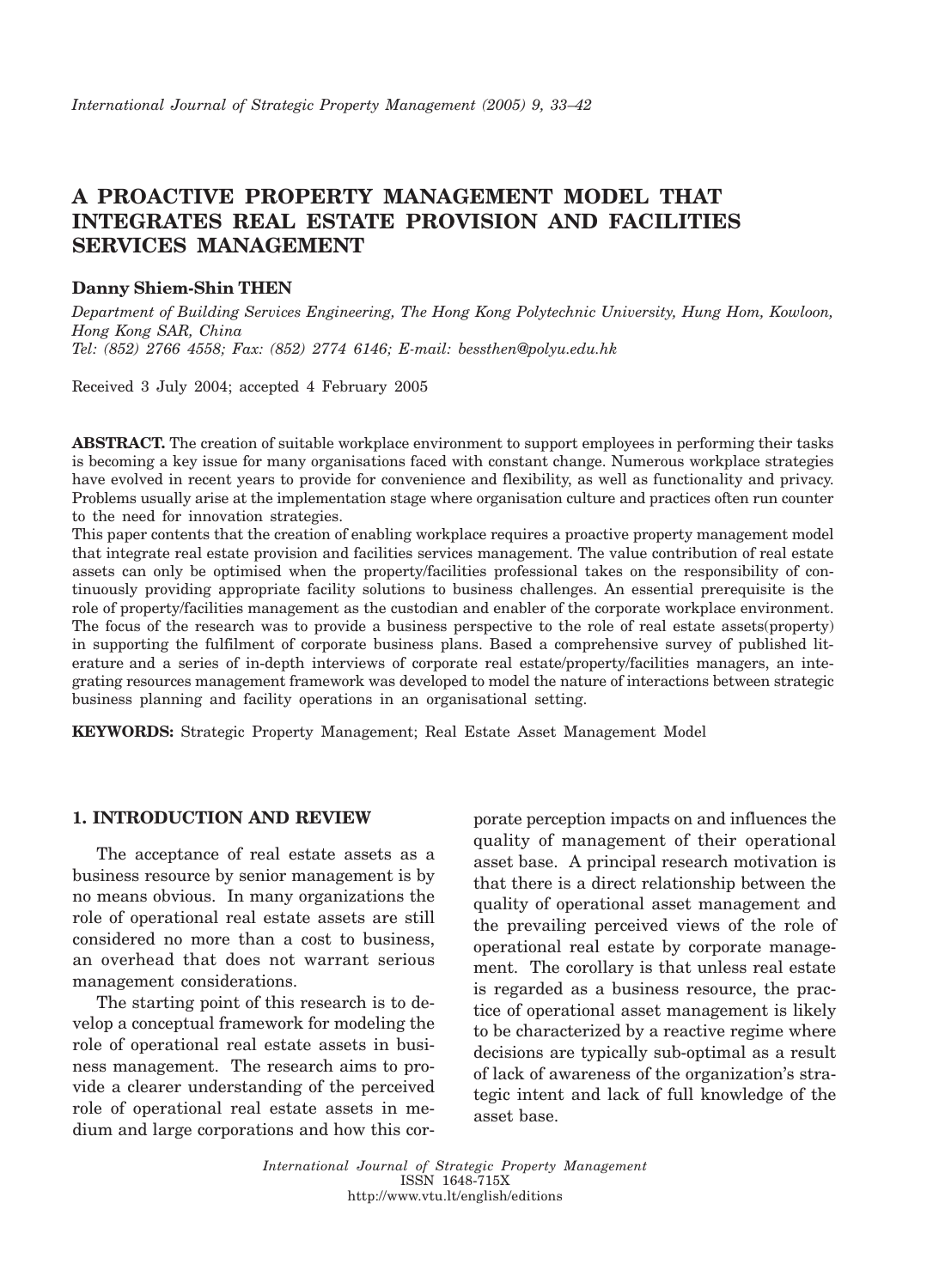# A PROACTIVE PROPERTY MANAGEMENT MODEL THAT INTEGRATES REAL ESTATE PROVISION AND FACILITIES SERVICES MANAGEMENT

**Danny Shiem-Shin THEN**

*Department of Building Services Engineering, The Hong Kong Polytechnic University, Hung Hom, Kowloon, Hong Kong SAR, China*
*Tel: (852) 2766 4558; Fax: (852) 2774 6146; E-mail: bessthen@polyu.edu.hk*

Received 3 July 2004; accepted 4 February 2005

**ABSTRACT.** The creation of suitable workplace environment to support employees in performing their tasks is becoming a key issue for many organisations faced with constant change. Numerous workplace strategies have evolved in recent years to provide for convenience and flexibility, as well as functionality and privacy. Problems usually arise at the implementation stage where organisation culture and practices often run counter to the need for innovation strategies.

This paper contents that the creation of enabling workplace requires a proactive property management model that integrate real estate provision and facilities services management. The value contribution of real estate assets can only be optimised when the property/facilities professional takes on the responsibility of continuously providing appropriate facility solutions to business challenges. An essential prerequisite is the role of property/facilities management as the custodian and enabler of the corporate workplace environment. The focus of the research was to provide a business perspective to the role of real estate assets(property) in supporting the fulfilment of corporate business plans. Based a comprehensive survey of published literature and a series of in-depth interviews of corporate real estate/property/facilities managers, an integrating resources management framework was developed to model the nature of interactions between strategic business planning and facility operations in an organisational setting.

**KEYWORDS:** Strategic Property Management; Real Estate Asset Management Model

## 1. INTRODUCTION AND REVIEW

The acceptance of real estate assets as a business resource by senior management is by no means obvious. In many organizations the role of operational real estate assets are still considered no more than a cost to business, an overhead that does not warrant serious management considerations.

The starting point of this research is to develop a conceptual framework for modeling the role of operational real estate assets in business management. The research aims to provide a clearer understanding of the perceived role of operational real estate assets in medium and large corporations and how this corporate perception impacts on and influences the quality of management of their operational asset base. A principal research motivation is that there is a direct relationship between the quality of operational asset management and the prevailing perceived views of the role of operational real estate by corporate management. The corollary is that unless real estate is regarded as a business resource, the practice of operational asset management is likely to be characterized by a reactive regime where decisions are typically sub-optimal as a result of lack of awareness of the organization's strategic intent and lack of full knowledge of the asset base.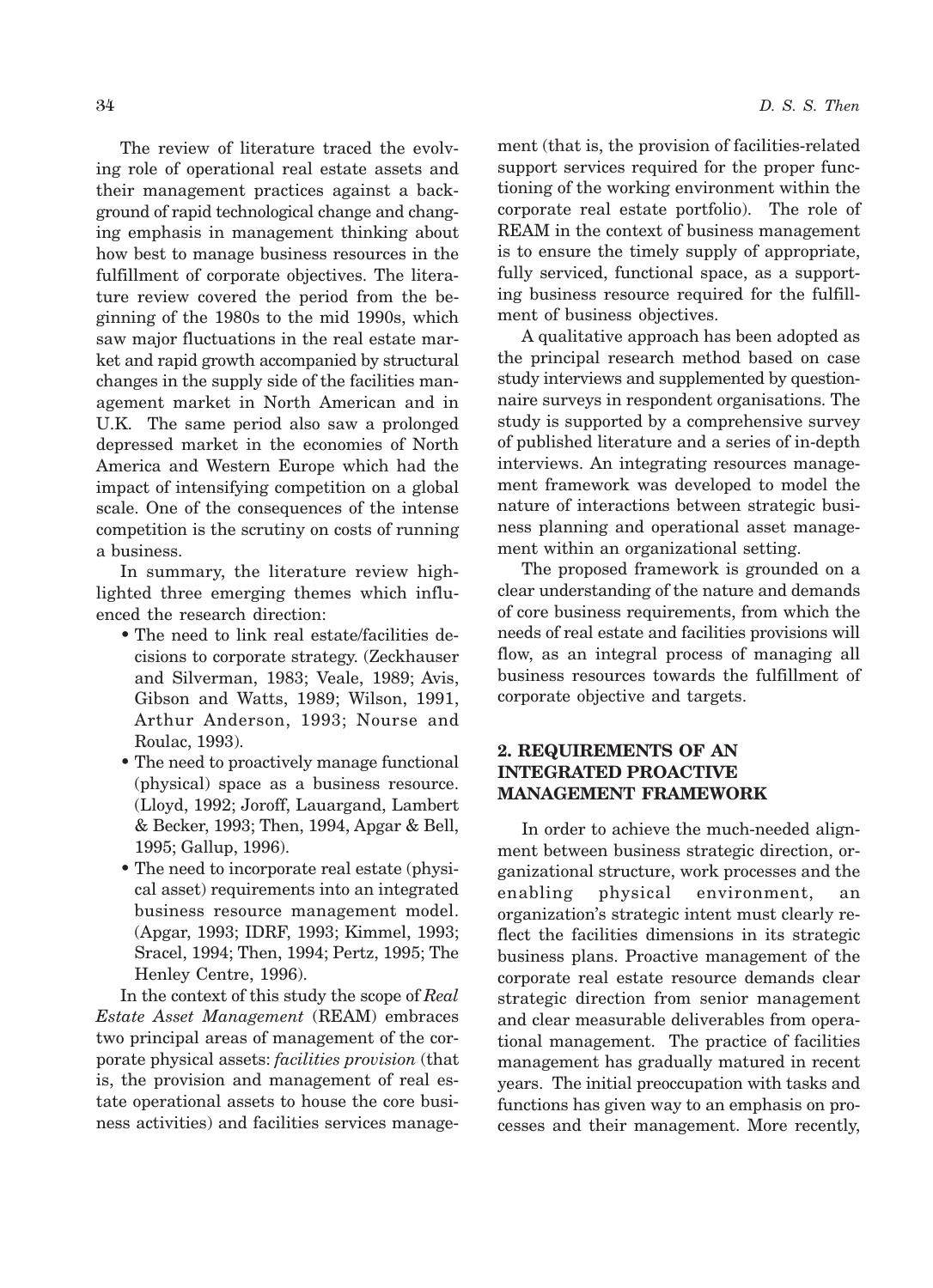The review of literature traced the evolving role of operational real estate assets and their management practices against a background of rapid technological change and changing emphasis in management thinking about how best to manage business resources in the fulfillment of corporate objectives. The literature review covered the period from the beginning of the 1980s to the mid 1990s, which saw major fluctuations in the real estate market and rapid growth accompanied by structural changes in the supply side of the facilities management market in North American and in U.K. The same period also saw a prolonged depressed market in the economies of North America and Western Europe which had the impact of intensifying competition on a global scale. One of the consequences of the intense competition is the scrutiny on costs of running a business.

In summary, the literature review highlighted three emerging themes which influenced the research direction:

- The need to link real estate/facilities decisions to corporate strategy. (Zeckhauser and Silverman, 1983; Veale, 1989; Avis, Gibson and Watts, 1989; Wilson, 1991, Arthur Anderson, 1993; Nourse and Roulac, 1993).
- The need to proactively manage functional (physical) space as a business resource. (Lloyd, 1992; Joroff, Lauargand, Lambert & Becker, 1993; Then, 1994, Apgar & Bell, 1995; Gallup, 1996).
- The need to incorporate real estate (physical asset) requirements into an integrated business resource management model. (Apgar, 1993; IDRF, 1993; Kimmel, 1993; Sracel, 1994; Then, 1994; Pertz, 1995; The Henley Centre, 1996).

In the context of this study the scope of *Real Estate Asset Management* (REAM) embraces two principal areas of management of the corporate physical assets: *facilities provision* (that is, the provision and management of real estate operational assets to house the core business activities) and facilities services management (that is, the provision of facilities-related support services required for the proper functioning of the working environment within the corporate real estate portfolio). The role of REAM in the context of business management is to ensure the timely supply of appropriate, fully serviced, functional space, as a supporting business resource required for the fulfillment of business objectives.

A qualitative approach has been adopted as the principal research method based on case study interviews and supplemented by questionnaire surveys in respondent organisations. The study is supported by a comprehensive survey of published literature and a series of in-depth interviews. An integrating resources management framework was developed to model the nature of interactions between strategic business planning and operational asset management within an organizational setting.

The proposed framework is grounded on a clear understanding of the nature and demands of core business requirements, from which the needs of real estate and facilities provisions will flow, as an integral process of managing all business resources towards the fulfillment of corporate objective and targets.

## 2. REQUIREMENTS OF AN INTEGRATED PROACTIVE MANAGEMENT FRAMEWORK

In order to achieve the much-needed alignment between business strategic direction, organizational structure, work processes and the enabling physical environment, an organization's strategic intent must clearly reflect the facilities dimensions in its strategic business plans. Proactive management of the corporate real estate resource demands clear strategic direction from senior management and clear measurable deliverables from operational management. The practice of facilities management has gradually matured in recent years. The initial preoccupation with tasks and functions has given way to an emphasis on processes and their management. More recently,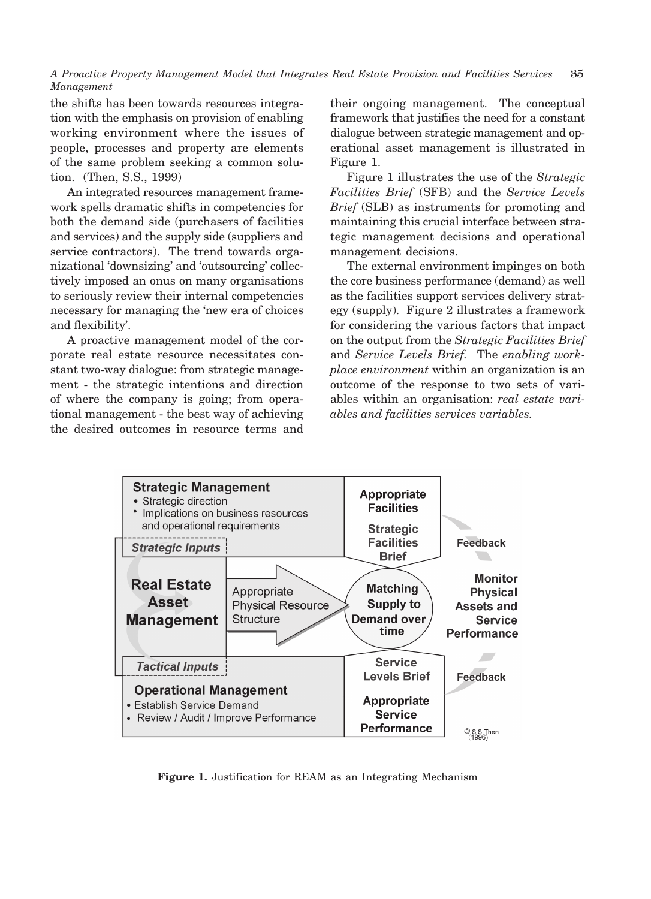the shifts has been towards resources integration with the emphasis on provision of enabling working environment where the issues of people, processes and property are elements of the same problem seeking a common solution. (Then, S.S., 1999)

An integrated resources management framework spells dramatic shifts in competencies for both the demand side (purchasers of facilities and services) and the supply side (suppliers and service contractors). The trend towards organizational 'downsizing' and 'outsourcing' collectively imposed an onus on many organisations to seriously review their internal competencies necessary for managing the 'new era of choices and flexibility'.

A proactive management model of the corporate real estate resource necessitates constant two-way dialogue: from strategic management - the strategic intentions and direction of where the company is going; from operational management - the best way of achieving the desired outcomes in resource terms and their ongoing management. The conceptual framework that justifies the need for a constant dialogue between strategic management and operational asset management is illustrated in Figure 1.

Figure 1 illustrates the use of the *Strategic Facilities Brief* (SFB) and the *Service Levels Brief* (SLB) as instruments for promoting and maintaining this crucial interface between strategic management decisions and operational management decisions.

The external environment impinges on both the core business performance (demand) as well as the facilities support services delivery strategy (supply). Figure 2 illustrates a framework for considering the various factors that impact on the output from the *Strategic Facilities Brief* and *Service Levels Brief*. The *enabling workplace environment* within an organization is an outcome of the response to two sets of variables within an organisation: *real estate variables and facilities services variables.*

**Strategic Management**
- Strategic direction
- Implications on business resources and operational requirements

*Strategic Inputs*

**Appropriate Facilities**

**Strategic Facilities Brief**

**Feedback**

**Real Estate Asset Management**

Appropriate Physical Resource Structure

**Matching Supply to Demand over time**

**Monitor Physical Assets and Service Performance**

*Tactical Inputs*

**Operational Management**
- Establish Service Demand
- Review / Audit / Improve Performance

**Service Levels Brief**

**Appropriate Service Performance**

**Feedback**

© S.S.Then (1996)

**Figure 1.** Justification for REAM as an Integrating Mechanism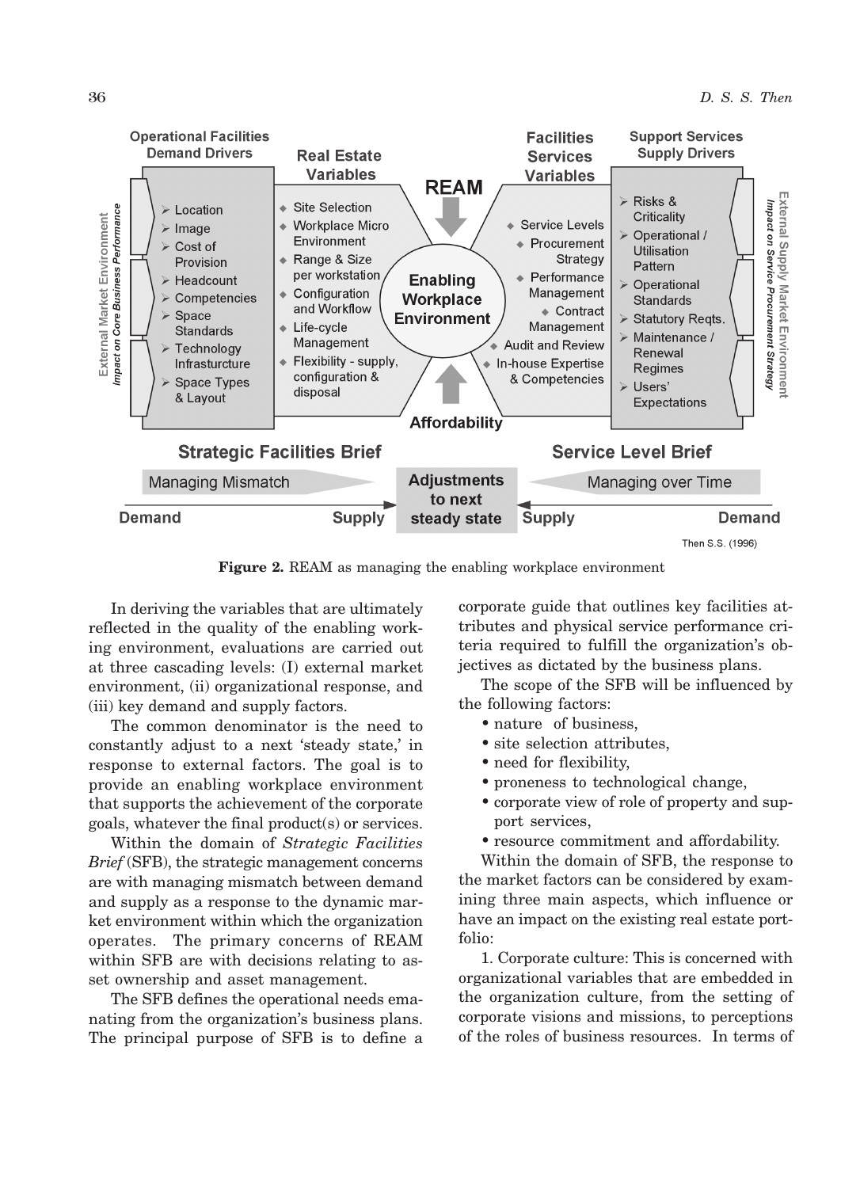Figure 2. REAM as managing the enabling workplace environment

In deriving the variables that are ultimately reflected in the quality of the enabling working environment, evaluations are carried out at three cascading levels: (I) external market environment, (ii) organizational response, and (iii) key demand and supply factors.

The common denominator is the need to constantly adjust to a next 'steady state,' in response to external factors. The goal is to provide an enabling workplace environment that supports the achievement of the corporate goals, whatever the final product(s) or services.

Within the domain of *Strategic Facilities Brief* (SFB), the strategic management concerns are with managing mismatch between demand and supply as a response to the dynamic market environment within which the organization operates. The primary concerns of REAM within SFB are with decisions relating to asset ownership and asset management.

The SFB defines the operational needs emanating from the organization's business plans. The principal purpose of SFB is to define a corporate guide that outlines key facilities attributes and physical service performance criteria required to fulfill the organization's objectives as dictated by the business plans.

The scope of the SFB will be influenced by the following factors:

- nature of business,
- site selection attributes,
- need for flexibility,
- proneness to technological change,
- corporate view of role of property and support services,
- resource commitment and affordability.

Within the domain of SFB, the response to the market factors can be considered by examining three main aspects, which influence or have an impact on the existing real estate portfolio:

1. Corporate culture: This is concerned with organizational variables that are embedded in the organization culture, from the setting of corporate visions and missions, to perceptions of the roles of business resources. In terms of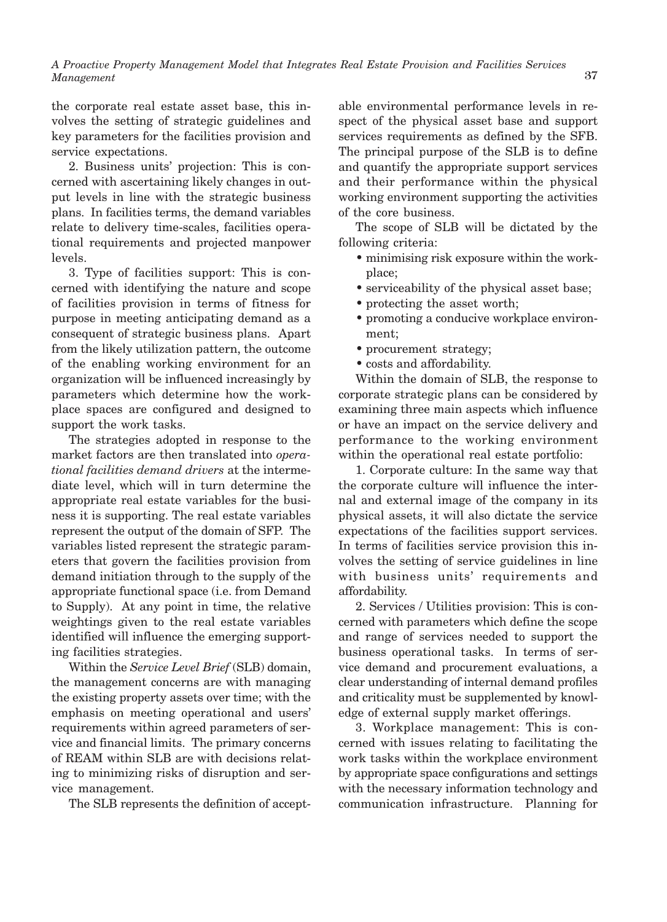the corporate real estate asset base, this involves the setting of strategic guidelines and key parameters for the facilities provision and service expectations.

2. Business units' projection: This is concerned with ascertaining likely changes in output levels in line with the strategic business plans. In facilities terms, the demand variables relate to delivery time-scales, facilities operational requirements and projected manpower levels.

3. Type of facilities support: This is concerned with identifying the nature and scope of facilities provision in terms of fitness for purpose in meeting anticipating demand as a consequent of strategic business plans. Apart from the likely utilization pattern, the outcome of the enabling working environment for an organization will be influenced increasingly by parameters which determine how the workplace spaces are configured and designed to support the work tasks.

The strategies adopted in response to the market factors are then translated into *operational facilities demand drivers* at the intermediate level, which will in turn determine the appropriate real estate variables for the business it is supporting. The real estate variables represent the output of the domain of SFP. The variables listed represent the strategic parameters that govern the facilities provision from demand initiation through to the supply of the appropriate functional space (i.e. from Demand to Supply). At any point in time, the relative weightings given to the real estate variables identified will influence the emerging supporting facilities strategies.

Within the *Service Level Brief* (SLB) domain, the management concerns are with managing the existing property assets over time; with the emphasis on meeting operational and users' requirements within agreed parameters of service and financial limits. The primary concerns of REAM within SLB are with decisions relating to minimizing risks of disruption and service management.

The SLB represents the definition of acceptable environmental performance levels in respect of the physical asset base and support services requirements as defined by the SFB. The principal purpose of the SLB is to define and quantify the appropriate support services and their performance within the physical working environment supporting the activities of the core business.

The scope of SLB will be dictated by the following criteria:

- minimising risk exposure within the workplace;
- serviceability of the physical asset base;
- protecting the asset worth;
- promoting a conducive workplace environment;
- procurement strategy;
- costs and affordability.

Within the domain of SLB, the response to corporate strategic plans can be considered by examining three main aspects which influence or have an impact on the service delivery and performance to the working environment within the operational real estate portfolio:

1. Corporate culture: In the same way that the corporate culture will influence the internal and external image of the company in its physical assets, it will also dictate the service expectations of the facilities support services. In terms of facilities service provision this involves the setting of service guidelines in line with business units' requirements and affordability.

2. Services / Utilities provision: This is concerned with parameters which define the scope and range of services needed to support the business operational tasks. In terms of service demand and procurement evaluations, a clear understanding of internal demand profiles and criticality must be supplemented by knowledge of external supply market offerings.

3. Workplace management: This is concerned with issues relating to facilitating the work tasks within the workplace environment by appropriate space configurations and settings with the necessary information technology and communication infrastructure. Planning for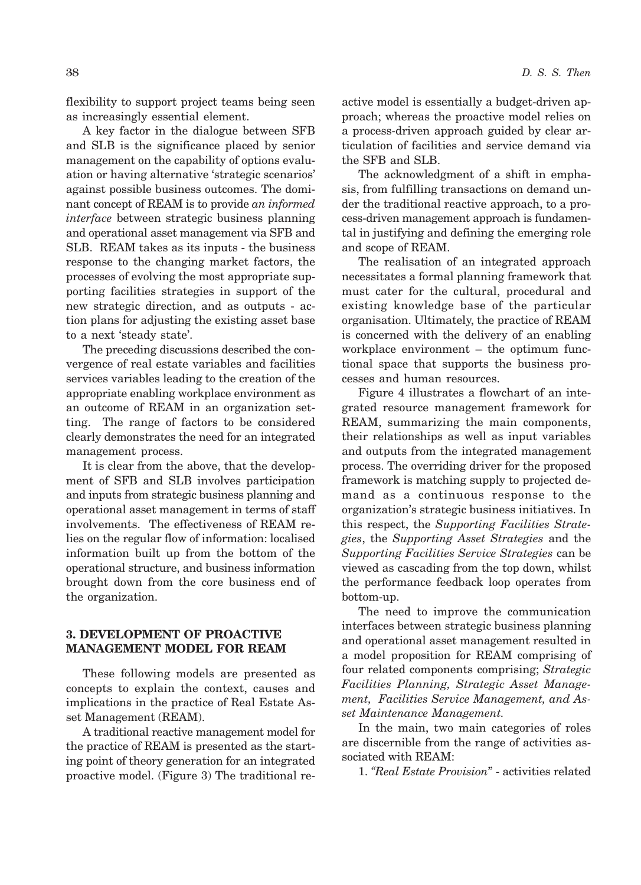flexibility to support project teams being seen as increasingly essential element.

A key factor in the dialogue between SFB and SLB is the significance placed by senior management on the capability of options evaluation or having alternative 'strategic scenarios' against possible business outcomes. The dominant concept of REAM is to provide *an informed interface* between strategic business planning and operational asset management via SFB and SLB. REAM takes as its inputs - the business response to the changing market factors, the processes of evolving the most appropriate supporting facilities strategies in support of the new strategic direction, and as outputs - action plans for adjusting the existing asset base to a next 'steady state'.

The preceding discussions described the convergence of real estate variables and facilities services variables leading to the creation of the appropriate enabling workplace environment as an outcome of REAM in an organization setting. The range of factors to be considered clearly demonstrates the need for an integrated management process.

It is clear from the above, that the development of SFB and SLB involves participation and inputs from strategic business planning and operational asset management in terms of staff involvements. The effectiveness of REAM relies on the regular flow of information: localised information built up from the bottom of the operational structure, and business information brought down from the core business end of the organization.

## 3. DEVELOPMENT OF PROACTIVE MANAGEMENT MODEL FOR REAM

These following models are presented as concepts to explain the context, causes and implications in the practice of Real Estate Asset Management (REAM).

A traditional reactive management model for the practice of REAM is presented as the starting point of theory generation for an integrated proactive model. (Figure 3) The traditional reactive model is essentially a budget-driven approach; whereas the proactive model relies on a process-driven approach guided by clear articulation of facilities and service demand via the SFB and SLB.

The acknowledgment of a shift in emphasis, from fulfilling transactions on demand under the traditional reactive approach, to a process-driven management approach is fundamental in justifying and defining the emerging role and scope of REAM.

The realisation of an integrated approach necessitates a formal planning framework that must cater for the cultural, procedural and existing knowledge base of the particular organisation. Ultimately, the practice of REAM is concerned with the delivery of an enabling workplace environment – the optimum functional space that supports the business processes and human resources.

Figure 4 illustrates a flowchart of an integrated resource management framework for REAM, summarizing the main components, their relationships as well as input variables and outputs from the integrated management process. The overriding driver for the proposed framework is matching supply to projected demand as a continuous response to the organization's strategic business initiatives. In this respect, the *Supporting Facilities Strategies*, the *Supporting Asset Strategies* and the *Supporting Facilities Service Strategies* can be viewed as cascading from the top down, whilst the performance feedback loop operates from bottom-up.

The need to improve the communication interfaces between strategic business planning and operational asset management resulted in a model proposition for REAM comprising of four related components comprising; *Strategic Facilities Planning, Strategic Asset Management, Facilities Service Management, and Asset Maintenance Management.*

In the main, two main categories of roles are discernible from the range of activities associated with REAM:

1. *"Real Estate Provision"* - activities related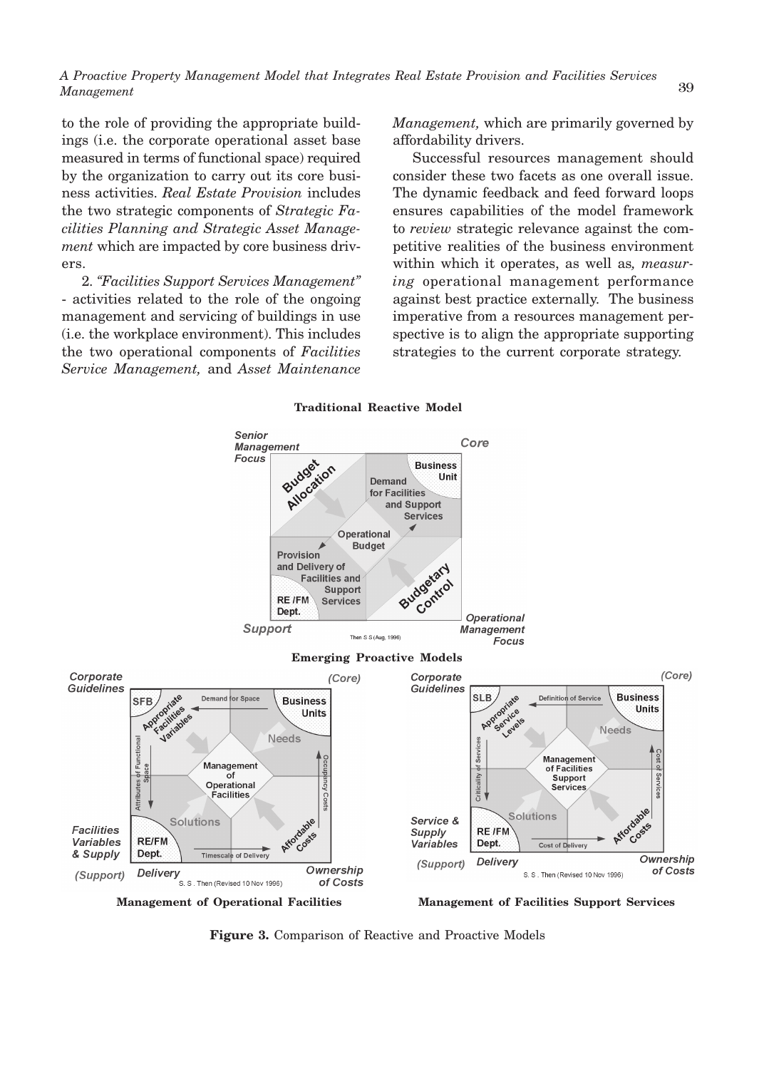to the role of providing the appropriate buildings (i.e. the corporate operational asset base measured in terms of functional space) required by the organization to carry out its core business activities. *Real Estate Provision* includes the two strategic components of *Strategic Facilities Planning and Strategic Asset Management* which are impacted by core business drivers.

2. *"Facilities Support Services Management"* - activities related to the role of the ongoing management and servicing of buildings in use (i.e. the workplace environment). This includes the two operational components of *Facilities Service Management,* and *Asset Maintenance Management,* which are primarily governed by affordability drivers.

Successful resources management should consider these two facets as one overall issue. The dynamic feedback and feed forward loops ensures capabilities of the model framework to *review* strategic relevance against the competitive realities of the business environment within which it operates, as well as, *measuring* operational management performance against best practice externally. The business imperative from a resources management perspective is to align the appropriate supporting strategies to the current corporate strategy.

**Traditional Reactive Model**

**Emerging Proactive Models**

**Management of Operational Facilities**

**Management of Facilities Support Services**

**Figure 3.** Comparison of Reactive and Proactive Models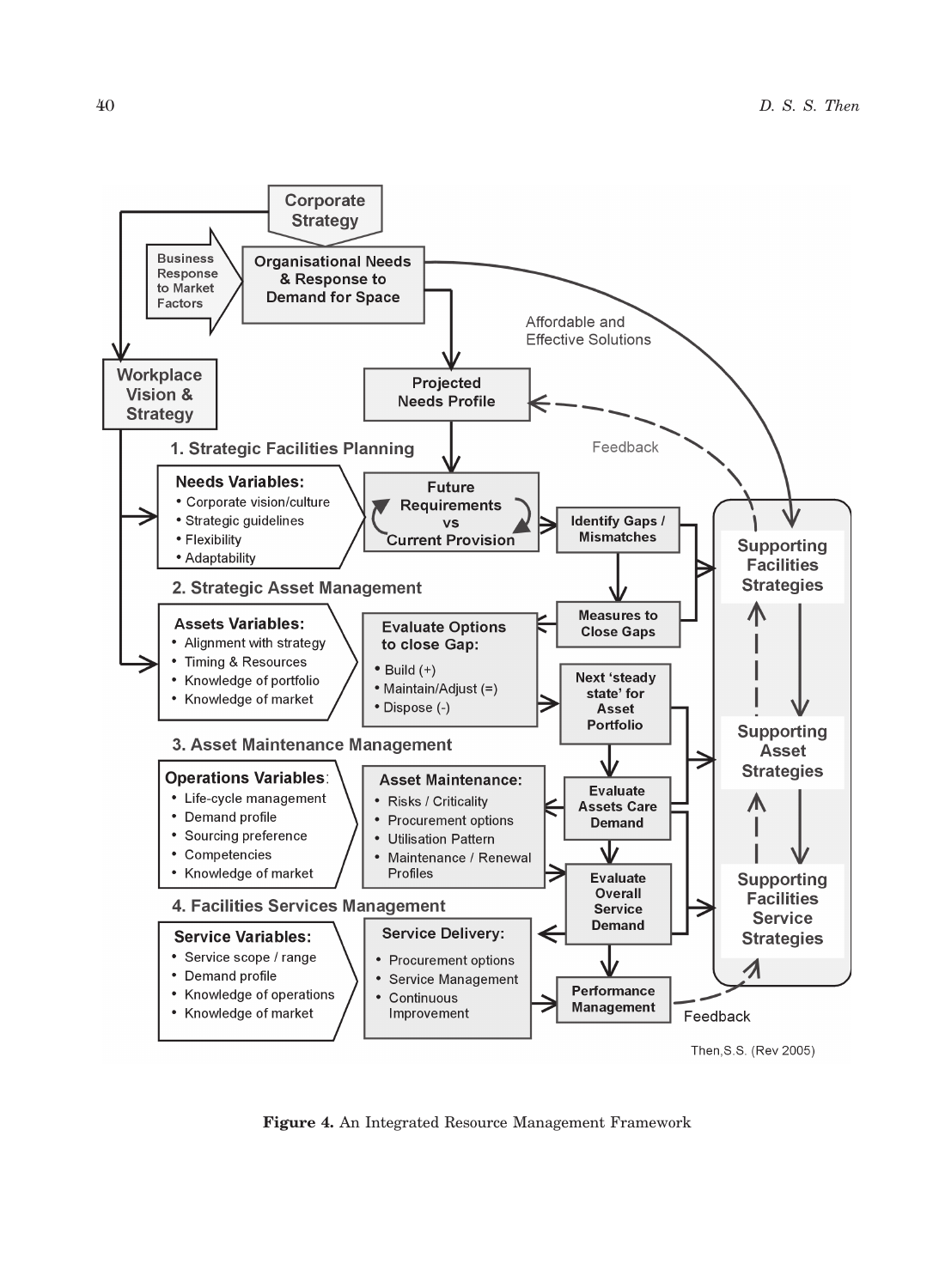Corporate Strategy

Business Response to Market Factors

Organisational Needs & Response to Demand for Space

Workplace Vision & Strategy

Affordable and Effective Solutions

Projected Needs Profile

Feedback

**1. Strategic Facilities Planning**

**Needs Variables:**
- Corporate vision/culture
- Strategic guidelines
- Flexibility
- Adaptability

Future Requirements vs Current Provision

Identify Gaps / Mismatches

**2. Strategic Asset Management**

**Assets Variables:**
- Alignment with strategy
- Timing & Resources
- Knowledge of portfolio
- Knowledge of market

**Evaluate Options to close Gap:**
- Build (+)
- Maintain/Adjust (=)
- Dispose (-)

Measures to Close Gaps

Next 'steady state' for Asset Portfolio

**3. Asset Maintenance Management**

**Operations Variables:**
- Life-cycle management
- Demand profile
- Sourcing preference
- Competencies
- Knowledge of market

**Asset Maintenance:**
- Risks / Criticality
- Procurement options
- Utilisation Pattern
- Maintenance / Renewal Profiles

Evaluate Assets Care Demand

Evaluate Overall Service Demand

**4. Facilities Services Management**

**Service Variables:**
- Service scope / range
- Demand profile
- Knowledge of operations
- Knowledge of market

**Service Delivery:**
- Procurement options
- Service Management
- Continuous Improvement

Performance Management

Feedback

Supporting Facilities Strategies

Supporting Asset Strategies

Supporting Facilities Service Strategies

Then,S.S. (Rev 2005)

**Figure 4.** An Integrated Resource Management Framework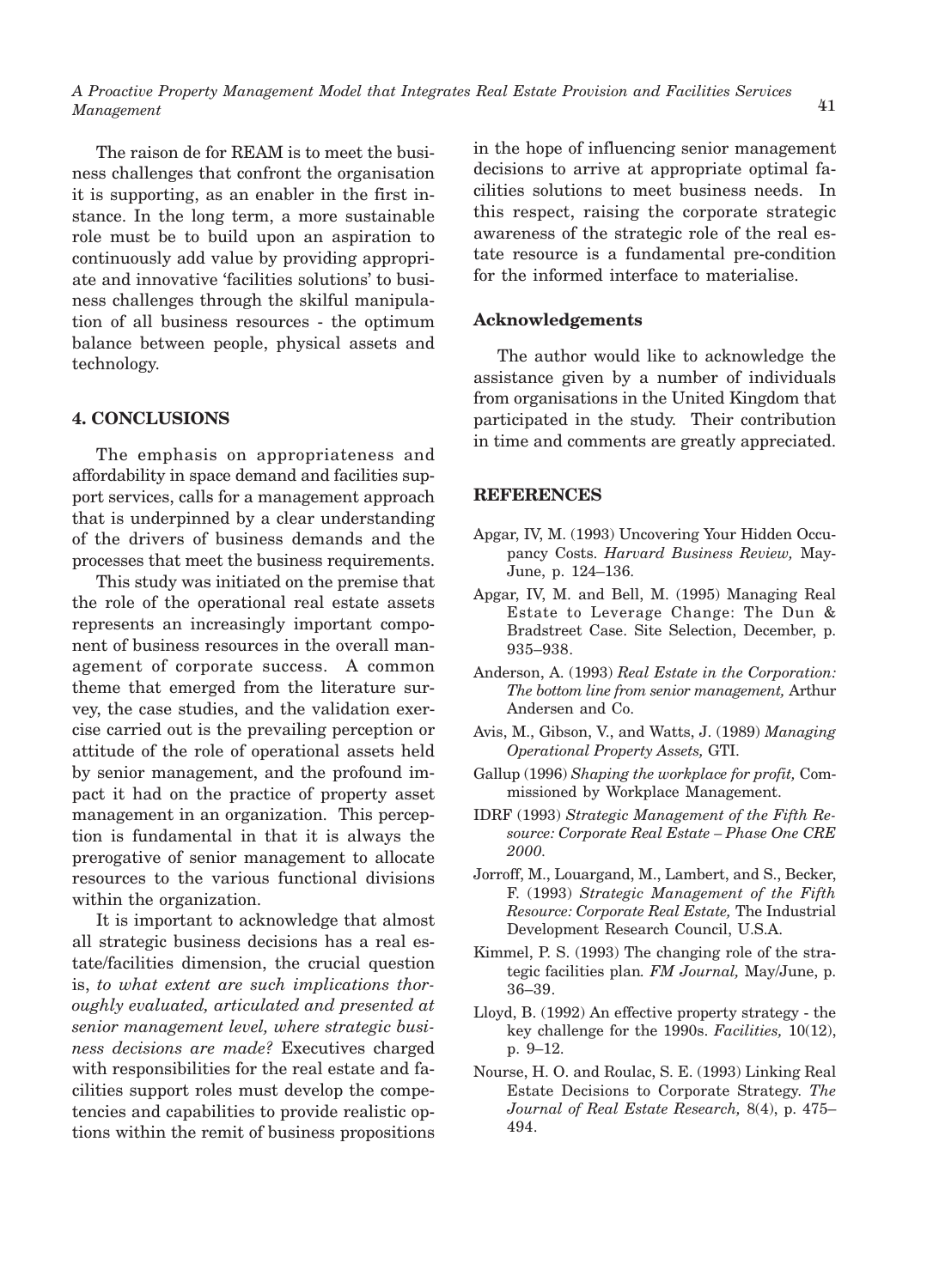The raison de for REAM is to meet the business challenges that confront the organisation it is supporting, as an enabler in the first instance. In the long term, a more sustainable role must be to build upon an aspiration to continuously add value by providing appropriate and innovative 'facilities solutions' to business challenges through the skilful manipulation of all business resources - the optimum balance between people, physical assets and technology.

## 4. CONCLUSIONS

The emphasis on appropriateness and affordability in space demand and facilities support services, calls for a management approach that is underpinned by a clear understanding of the drivers of business demands and the processes that meet the business requirements.

This study was initiated on the premise that the role of the operational real estate assets represents an increasingly important component of business resources in the overall management of corporate success. A common theme that emerged from the literature survey, the case studies, and the validation exercise carried out is the prevailing perception or attitude of the role of operational assets held by senior management, and the profound impact it had on the practice of property asset management in an organization. This perception is fundamental in that it is always the prerogative of senior management to allocate resources to the various functional divisions within the organization.

It is important to acknowledge that almost all strategic business decisions has a real estate/facilities dimension, the crucial question is, *to what extent are such implications thoroughly evaluated, articulated and presented at senior management level, where strategic business decisions are made?* Executives charged with responsibilities for the real estate and facilities support roles must develop the competencies and capabilities to provide realistic options within the remit of business propositions in the hope of influencing senior management decisions to arrive at appropriate optimal facilities solutions to meet business needs. In this respect, raising the corporate strategic awareness of the strategic role of the real estate resource is a fundamental pre-condition for the informed interface to materialise.

## Acknowledgements

The author would like to acknowledge the assistance given by a number of individuals from organisations in the United Kingdom that participated in the study. Their contribution in time and comments are greatly appreciated.

## REFERENCES

Apgar, IV, M. (1993) Uncovering Your Hidden Occupancy Costs. *Harvard Business Review,* May-June, p. 124–136.

Apgar, IV, M. and Bell, M. (1995) Managing Real Estate to Leverage Change: The Dun & Bradstreet Case. Site Selection, December, p. 935–938.

Anderson, A. (1993) *Real Estate in the Corporation: The bottom line from senior management,* Arthur Andersen and Co.

Avis, M., Gibson, V., and Watts, J. (1989) *Managing Operational Property Assets,* GTI.

Gallup (1996) *Shaping the workplace for profit,* Commissioned by Workplace Management.

IDRF (1993) *Strategic Management of the Fifth Resource: Corporate Real Estate – Phase One CRE 2000.*

Jorroff, M., Louargand, M., Lambert, and S., Becker, F. (1993) *Strategic Management of the Fifth Resource: Corporate Real Estate,* The Industrial Development Research Council, U.S.A.

Kimmel, P. S. (1993) The changing role of the strategic facilities plan. *FM Journal,* May/June, p. 36–39.

Lloyd, B. (1992) An effective property strategy - the key challenge for the 1990s. *Facilities,* 10(12), p. 9–12.

Nourse, H. O. and Roulac, S. E. (1993) Linking Real Estate Decisions to Corporate Strategy. *The Journal of Real Estate Research,* 8(4), p. 475–494.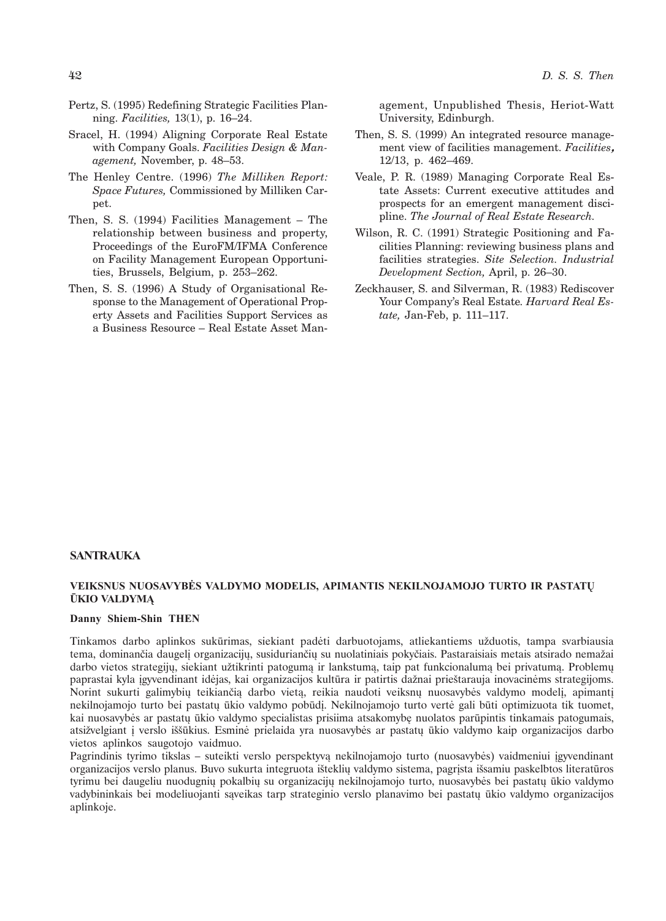Pertz, S. (1995) Redefining Strategic Facilities Planning. *Facilities,* 13(1), p. 16–24.

Sracel, H. (1994) Aligning Corporate Real Estate with Company Goals. *Facilities Design & Management,* November, p. 48–53.

The Henley Centre. (1996) *The Milliken Report: Space Futures,* Commissioned by Milliken Carpet.

Then, S. S. (1994) Facilities Management – The relationship between business and property, Proceedings of the EuroFM/IFMA Conference on Facility Management European Opportunities, Brussels, Belgium, p. 253–262.

Then, S. S. (1996) A Study of Organisational Response to the Management of Operational Property Assets and Facilities Support Services as a Business Resource – Real Estate Asset Management, Unpublished Thesis, Heriot-Watt University, Edinburgh.

Then, S. S. (1999) An integrated resource management view of facilities management. *Facilities,* 12/13, p. 462–469.

Veale, P. R. (1989) Managing Corporate Real Estate Assets: Current executive attitudes and prospects for an emergent management discipline. *The Journal of Real Estate Research.*

Wilson, R. C. (1991) Strategic Positioning and Facilities Planning: reviewing business plans and facilities strategies. *Site Selection. Industrial Development Section,* April, p. 26–30.

Zeckhauser, S. and Silverman, R. (1983) Rediscover Your Company's Real Estate. *Harvard Real Estate,* Jan-Feb, p. 111–117.

## SANTRAUKA

### VEIKSNUS NUOSAVYBĖS VALDYMO MODELIS, APIMANTIS NEKILNOJAMOJO TURTO IR PASTATŲ ŪKIO VALDYMĄ

**Danny Shiem-Shin THEN**

Tinkamos darbo aplinkos sukūrimas, siekiant padėti darbuotojams, atliekantiems užduotis, tampa svarbiausia tema, dominančia daugelį organizacijų, susiduriančių su nuolatiniais pokyčiais. Pastaraisiais metais atsirado nemažai darbo vietos strategijų, siekiant užtikrinti patogumą ir lankstumą, taip pat funkcionalumą bei privatumą. Problemų paprastai kyla įgyvendinant idėjas, kai organizacijos kultūra ir patirtis dažnai prieštarauja inovacinėms strategijoms. Norint sukurti galimybių teikiančią darbo vietą, reikia naudoti veiksnų nuosavybės valdymo modelį, apimantį nekilnojamojo turto bei pastatų ūkio valdymo pobūdį. Nekilnojamojo turto vertė gali būti optimizuota tik tuomet, kai nuosavybės ar pastatų ūkio valdymo specialistas prisiima atsakomybę nuolatos parūpinti tinkamais patogumais, atsižvelgiant į verslo iššūkius. Esminė prielaida yra nuosavybės ar pastatų ūkio valdymo kaip organizacijos darbo vietos aplinkos saugotojo vaidmuo.

Pagrindinis tyrimo tikslas – suteikti verslo perspektyvą nekilnojamojo turto (nuosavybės) vaidmeniui įgyvendinant organizacijos verslo planus. Buvo sukurta integruota išteklių valdymo sistema, pagrįsta išsamiu paskelbtos literatūros tyrimu bei daugeliu nuodugnių pokalbių su organizacijų nekilnojamojo turto, nuosavybės bei pastatų ūkio valdymo vadybininkais bei modeliuojanti sąveikas tarp strateginio verslo planavimo bei pastatų ūkio valdymo organizacijos aplinkoje.